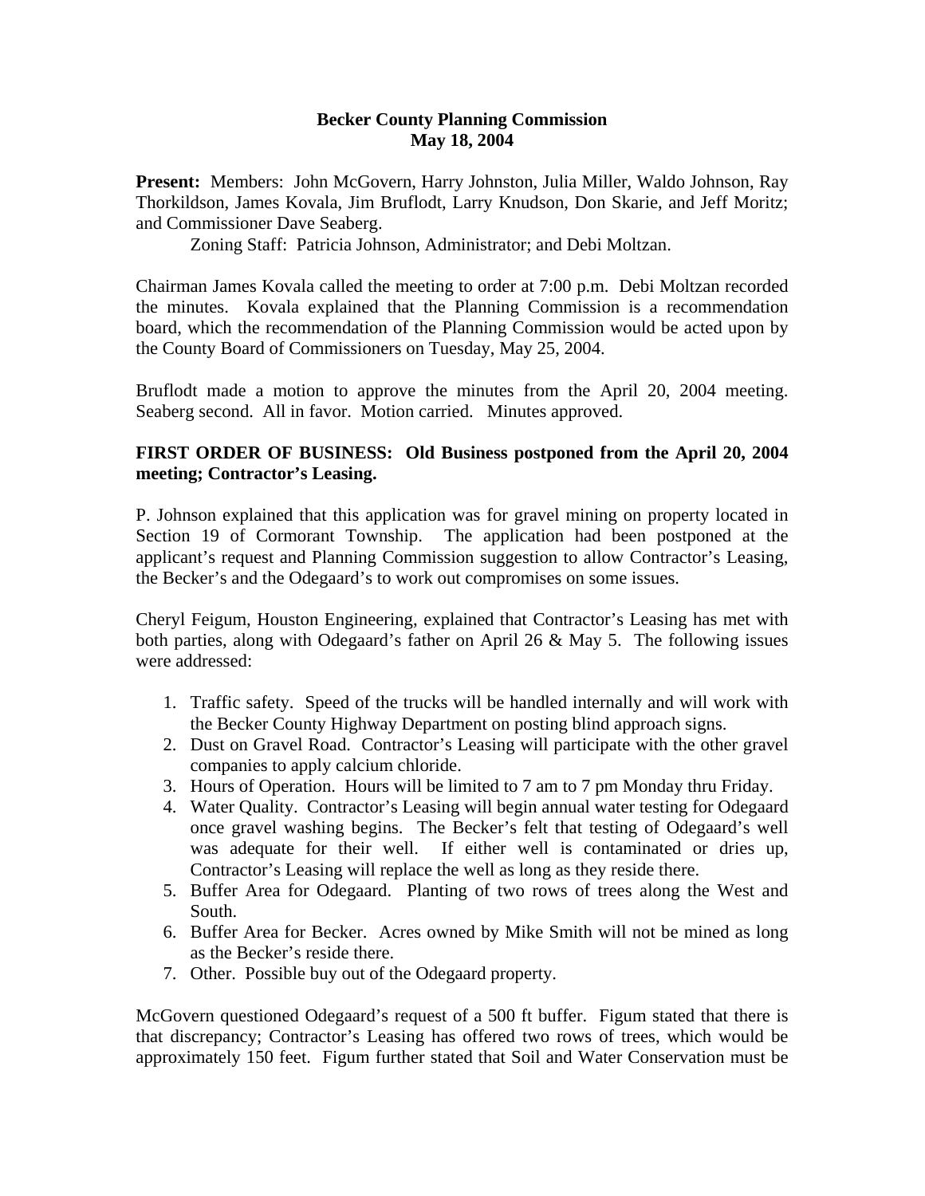**Becker County Planning Commission**
**May 18, 2004**

**Present:** Members: John McGovern, Harry Johnston, Julia Miller, Waldo Johnson, Ray Thorkildson, James Kovala, Jim Bruflodt, Larry Knudson, Don Skarie, and Jeff Moritz; and Commissioner Dave Seaberg.

Zoning Staff: Patricia Johnson, Administrator; and Debi Moltzan.

Chairman James Kovala called the meeting to order at 7:00 p.m. Debi Moltzan recorded the minutes. Kovala explained that the Planning Commission is a recommendation board, which the recommendation of the Planning Commission would be acted upon by the County Board of Commissioners on Tuesday, May 25, 2004.

Bruflodt made a motion to approve the minutes from the April 20, 2004 meeting. Seaberg second. All in favor. Motion carried. Minutes approved.

**FIRST ORDER OF BUSINESS: Old Business postponed from the April 20, 2004 meeting; Contractor's Leasing.**

P. Johnson explained that this application was for gravel mining on property located in Section 19 of Cormorant Township. The application had been postponed at the applicant's request and Planning Commission suggestion to allow Contractor's Leasing, the Becker's and the Odegaard's to work out compromises on some issues.

Cheryl Feigum, Houston Engineering, explained that Contractor's Leasing has met with both parties, along with Odegaard's father on April 26 & May 5. The following issues were addressed:

1. Traffic safety. Speed of the trucks will be handled internally and will work with the Becker County Highway Department on posting blind approach signs.
2. Dust on Gravel Road. Contractor's Leasing will participate with the other gravel companies to apply calcium chloride.
3. Hours of Operation. Hours will be limited to 7 am to 7 pm Monday thru Friday.
4. Water Quality. Contractor's Leasing will begin annual water testing for Odegaard once gravel washing begins. The Becker's felt that testing of Odegaard's well was adequate for their well. If either well is contaminated or dries up, Contractor's Leasing will replace the well as long as they reside there.
5. Buffer Area for Odegaard. Planting of two rows of trees along the West and South.
6. Buffer Area for Becker. Acres owned by Mike Smith will not be mined as long as the Becker's reside there.
7. Other. Possible buy out of the Odegaard property.

McGovern questioned Odegaard's request of a 500 ft buffer. Figum stated that there is that discrepancy; Contractor's Leasing has offered two rows of trees, which would be approximately 150 feet. Figum further stated that Soil and Water Conservation must be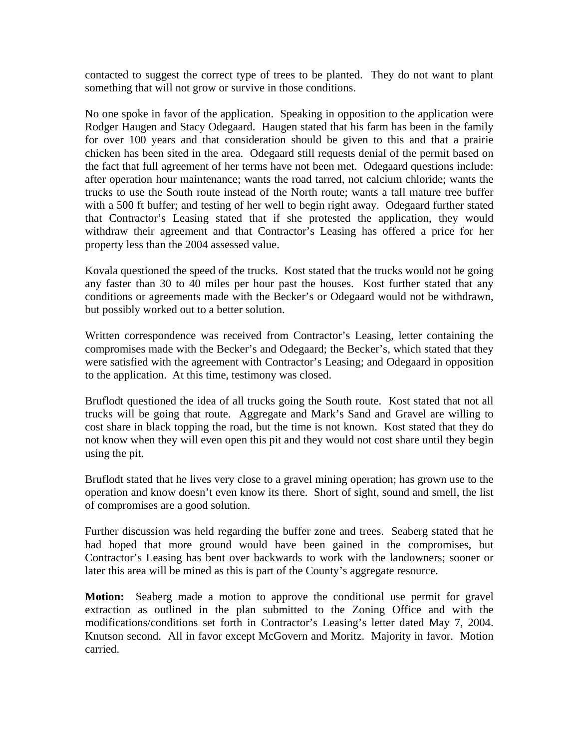contacted to suggest the correct type of trees to be planted. They do not want to plant something that will not grow or survive in those conditions.

No one spoke in favor of the application. Speaking in opposition to the application were Rodger Haugen and Stacy Odegaard. Haugen stated that his farm has been in the family for over 100 years and that consideration should be given to this and that a prairie chicken has been sited in the area. Odegaard still requests denial of the permit based on the fact that full agreement of her terms have not been met. Odegaard questions include: after operation hour maintenance; wants the road tarred, not calcium chloride; wants the trucks to use the South route instead of the North route; wants a tall mature tree buffer with a 500 ft buffer; and testing of her well to begin right away. Odegaard further stated that Contractor's Leasing stated that if she protested the application, they would withdraw their agreement and that Contractor's Leasing has offered a price for her property less than the 2004 assessed value.

Kovala questioned the speed of the trucks. Kost stated that the trucks would not be going any faster than 30 to 40 miles per hour past the houses. Kost further stated that any conditions or agreements made with the Becker's or Odegaard would not be withdrawn, but possibly worked out to a better solution.

Written correspondence was received from Contractor's Leasing, letter containing the compromises made with the Becker's and Odegaard; the Becker's, which stated that they were satisfied with the agreement with Contractor's Leasing; and Odegaard in opposition to the application. At this time, testimony was closed.

Bruflodt questioned the idea of all trucks going the South route. Kost stated that not all trucks will be going that route. Aggregate and Mark's Sand and Gravel are willing to cost share in black topping the road, but the time is not known. Kost stated that they do not know when they will even open this pit and they would not cost share until they begin using the pit.

Bruflodt stated that he lives very close to a gravel mining operation; has grown use to the operation and know doesn't even know its there. Short of sight, sound and smell, the list of compromises are a good solution.

Further discussion was held regarding the buffer zone and trees. Seaberg stated that he had hoped that more ground would have been gained in the compromises, but Contractor's Leasing has bent over backwards to work with the landowners; sooner or later this area will be mined as this is part of the County's aggregate resource.

**Motion:** Seaberg made a motion to approve the conditional use permit for gravel extraction as outlined in the plan submitted to the Zoning Office and with the modifications/conditions set forth in Contractor's Leasing's letter dated May 7, 2004. Knutson second. All in favor except McGovern and Moritz. Majority in favor. Motion carried.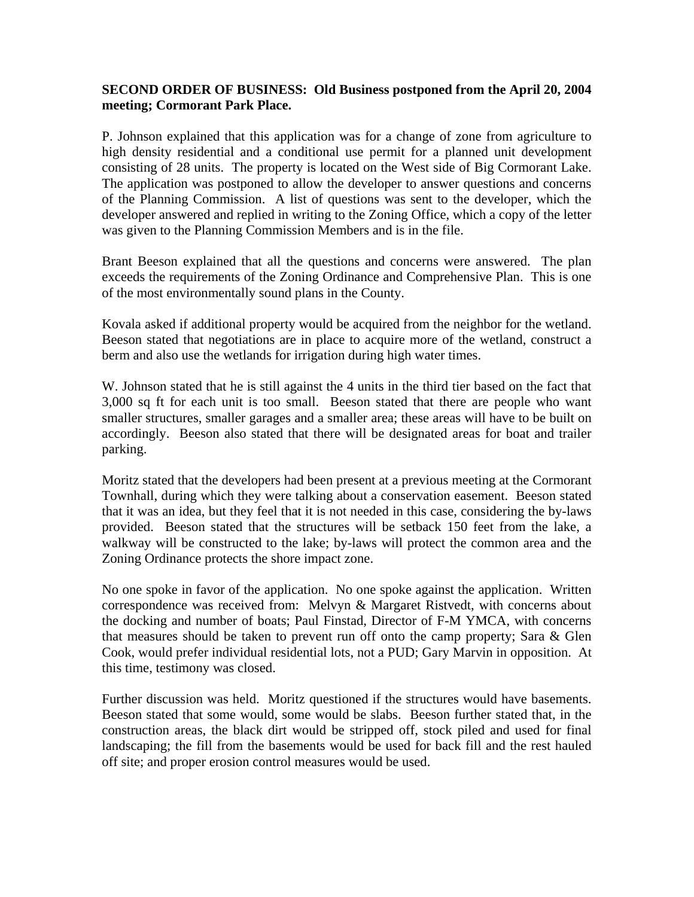**SECOND ORDER OF BUSINESS: Old Business postponed from the April 20, 2004 meeting; Cormorant Park Place.**

P. Johnson explained that this application was for a change of zone from agriculture to high density residential and a conditional use permit for a planned unit development consisting of 28 units. The property is located on the West side of Big Cormorant Lake. The application was postponed to allow the developer to answer questions and concerns of the Planning Commission. A list of questions was sent to the developer, which the developer answered and replied in writing to the Zoning Office, which a copy of the letter was given to the Planning Commission Members and is in the file.

Brant Beeson explained that all the questions and concerns were answered. The plan exceeds the requirements of the Zoning Ordinance and Comprehensive Plan. This is one of the most environmentally sound plans in the County.

Kovala asked if additional property would be acquired from the neighbor for the wetland. Beeson stated that negotiations are in place to acquire more of the wetland, construct a berm and also use the wetlands for irrigation during high water times.

W. Johnson stated that he is still against the 4 units in the third tier based on the fact that 3,000 sq ft for each unit is too small. Beeson stated that there are people who want smaller structures, smaller garages and a smaller area; these areas will have to be built on accordingly. Beeson also stated that there will designated areas for boat and trailer parking.

Moritz stated that the developers had been present at a previous meeting at the Cormorant Townhall, during which they were talking about a conservation easement. Beeson stated that it was an idea, but they feel that it is not needed in this case, considering the by-laws provided. Beeson stated that the structures will be setback 150 feet from the lake, a walkway will be constructed to the lake; by-laws will protect the common area and the Zoning Ordinance protects the shore impact zone.

No one spoke in favor of the application. No one spoke against the application. Written correspondence was received from: Melvyn & Margaret Ristvedt, with concerns about the docking and number of boats; Paul Finstad, Director of F-M YMCA, with concerns that measures should be taken to prevent run off onto the camp property; Sara & Glen Cook, would prefer individual residential lots, not a PUD; Gary Marvin in opposition. At this time, testimony was closed.

Further discussion was held. Moritz questioned if the structures would have basements. Beeson stated that some would, some would be slabs. Beeson further stated that, in the construction areas, the black dirt would be stripped off, stock piled and used for final landscaping; the fill from the basements would be used for back fill and the rest hauled off site; and proper erosion control measures would be used.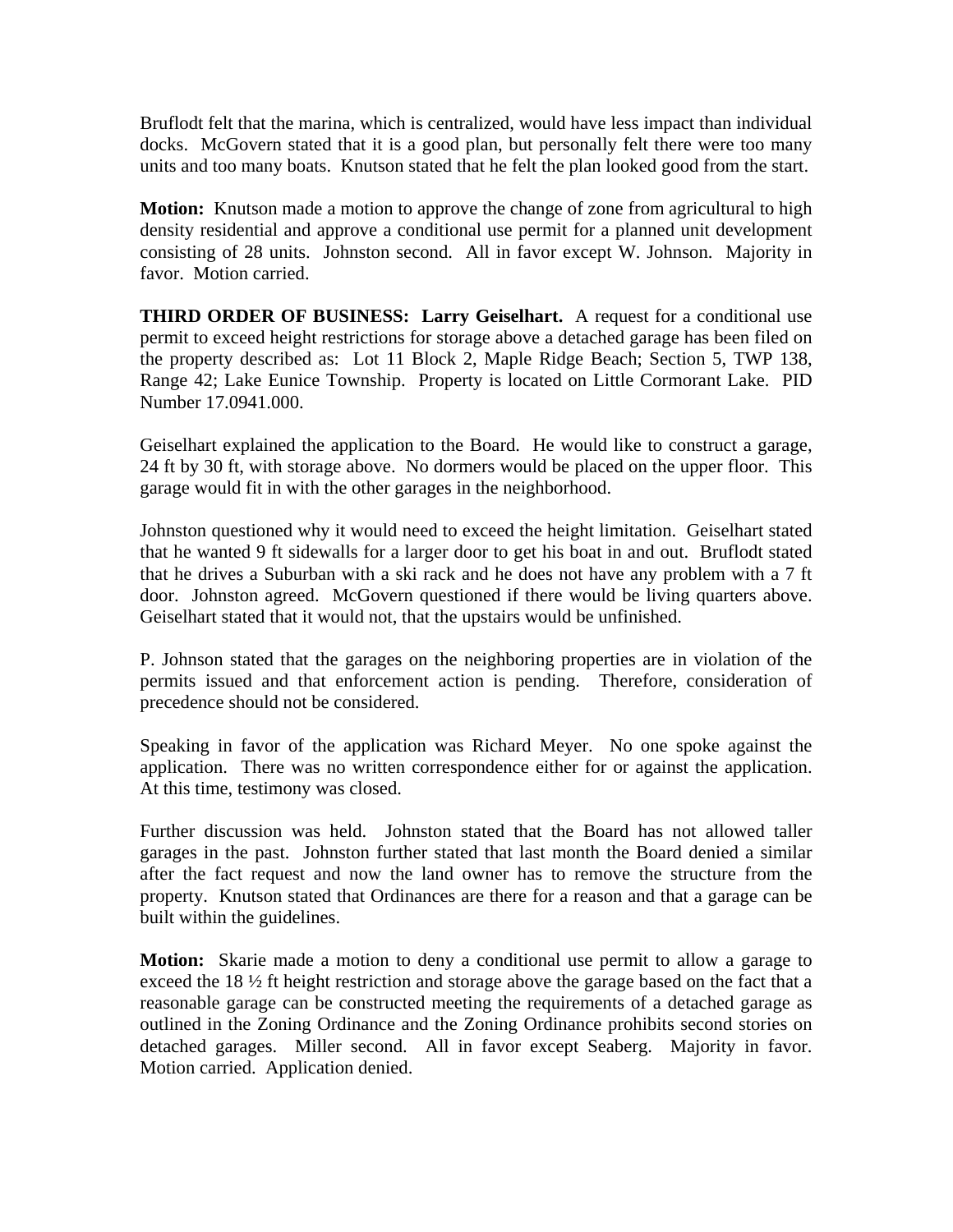Bruflodt felt that the marina, which is centralized, would have less impact than individual docks. McGovern stated that it is a good plan, but personally felt there were too many units and too many boats. Knutson stated that he felt the plan looked good from the start.

**Motion:** Knutson made a motion to approve the change of zone from agricultural to high density residential and approve a conditional use permit for a planned unit development consisting of 28 units. Johnston second. All in favor except W. Johnson. Majority in favor. Motion carried.

**THIRD ORDER OF BUSINESS: Larry Geiselhart.** A request for a conditional use permit to exceed height restrictions for storage above a detached garage has been filed on the property described as: Lot 11 Block 2, Maple Ridge Beach; Section 5, TWP 138, Range 42; Lake Eunice Township. Property is located on Little Cormorant Lake. PID Number 17.0941.000.

Geiselhart explained the application to the Board. He would like to construct a garage, 24 ft by 30 ft, with storage above. No dormers would be placed on the upper floor. This garage would fit in with the other garages in the neighborhood.

Johnston questioned why it would need to exceed the height limitation. Geiselhart stated that he wanted 9 ft sidewalls for a larger door to get his boat in and out. Bruflodt stated that he drives a Suburban with a ski rack and he does not have any problem with a 7 ft door. Johnston agreed. McGovern questioned if there would be living quarters above. Geiselhart stated that it would not, that the upstairs would be unfinished.

P. Johnson stated that the garages on the neighboring properties are in violation of the permits issued and that enforcement action is pending. Therefore, consideration of precedence should not be considered.

Speaking in favor of the application was Richard Meyer. No one spoke against the application. There was no written correspondence either for or against the application. At this time, testimony was closed.

Further discussion was held. Johnston stated that the Board has not allowed taller garages in the past. Johnston further stated that last month the Board denied a similar after the fact request and now the land owner has to remove the structure from the property. Knutson stated that Ordinances are there for a reason and that a garage can be built within the guidelines.

**Motion:** Skarie made a motion to deny a conditional use permit to allow a garage to exceed the 18 ½ ft height restriction and storage above the garage based on the fact that a reasonable garage can be constructed meeting the requirements of a detached garage as outlined in the Zoning Ordinance and the Zoning Ordinance prohibits second stories on detached garages. Miller second. All in favor except Seaberg. Majority in favor. Motion carried. Application denied.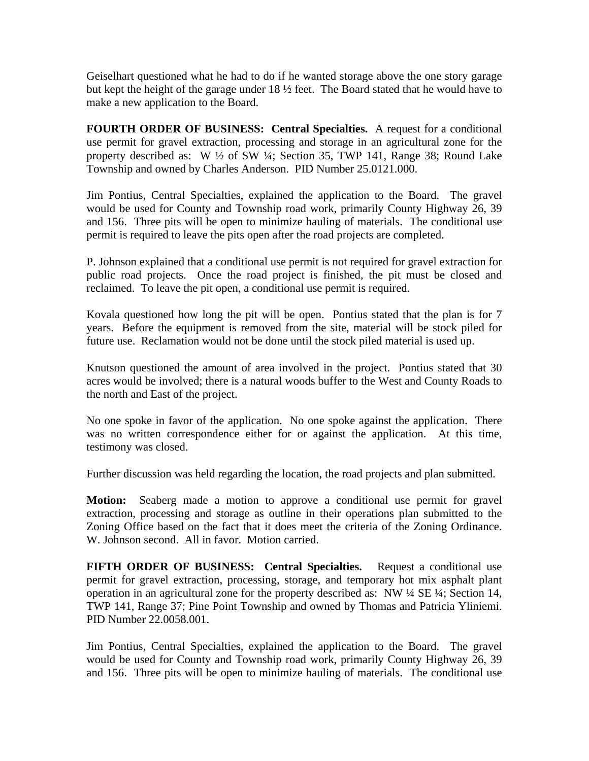Geiselhart questioned what he had to do if he wanted storage above the one story garage but kept the height of the garage under 18 ½ feet. The Board stated that he would have to make a new application to the Board.

**FOURTH ORDER OF BUSINESS: Central Specialties.** A request for a conditional use permit for gravel extraction, processing and storage in an agricultural zone for the property described as: W ½ of SW ¼; Section 35, TWP 141, Range 38; Round Lake Township and owned by Charles Anderson. PID Number 25.0121.000.

Jim Pontius, Central Specialties, explained the application to the Board. The gravel would be used for County and Township road work, primarily County Highway 26, 39 and 156. Three pits will be open to minimize hauling of materials. The conditional use permit is required to leave the pits open after the road projects are completed.

P. Johnson explained that a conditional use permit is not required for gravel extraction for public road projects. Once the road project is finished, the pit must be closed and reclaimed. To leave the pit open, a conditional use permit is required.

Kovala questioned how long the pit will be open. Pontius stated that the plan is for 7 years. Before the equipment is removed from the site, material will be stock piled for future use. Reclamation would not be done until the stock piled material is used up.

Knutson questioned the amount of area involved in the project. Pontius stated that 30 acres would be involved; there is a natural woods buffer to the West and County Roads to the north and East of the project.

No one spoke in favor of the application. No one spoke against the application. There was no written correspondence either for or against the application. At this time, testimony was closed.

Further discussion was held regarding the location, the road projects and plan submitted.

**Motion:** Seaberg made a motion to approve a conditional use permit for gravel extraction, processing and storage as outline in their operations plan submitted to the Zoning Office based on the fact that it does meet the criteria of the Zoning Ordinance. W. Johnson second. All in favor. Motion carried.

**FIFTH ORDER OF BUSINESS: Central Specialties.** Request a conditional use permit for gravel extraction, processing, storage, and temporary hot mix asphalt plant operation in an agricultural zone for the property described as: NW ¼ SE ¼; Section 14, TWP 141, Range 37; Pine Point Township and owned by Thomas and Patricia Yliniemi. PID Number 22.0058.001.

Jim Pontius, Central Specialties, explained the application to the Board. The gravel would be used for County and Township road work, primarily County Highway 26, 39 and 156. Three pits will be open to minimize hauling of materials. The conditional use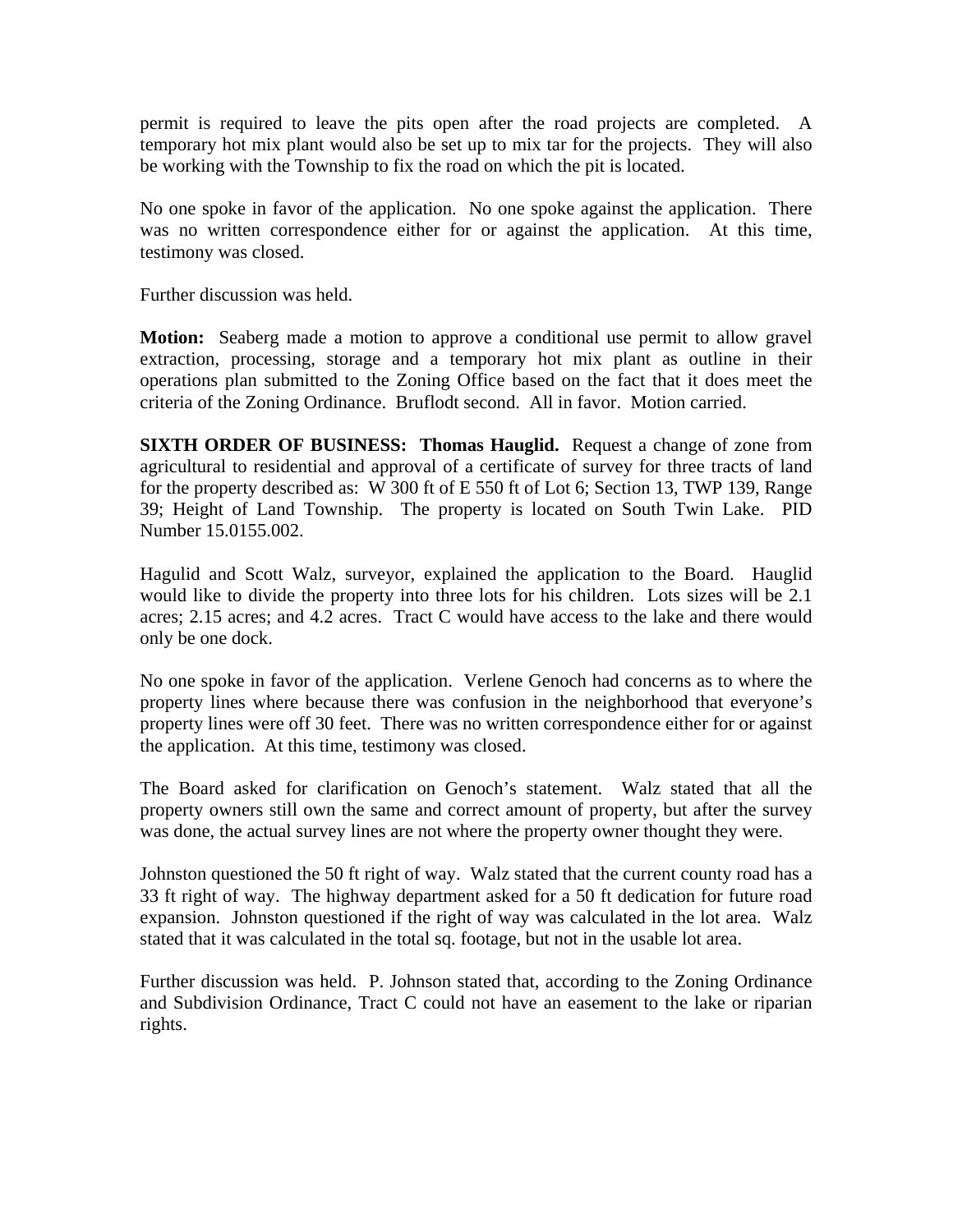permit is required to leave the pits open after the road projects are completed. A temporary hot mix plant would also be set up to mix tar for the projects. They will also be working with the Township to fix the road on which the pit is located.

No one spoke in favor of the application. No one spoke against the application. There was no written correspondence either for or against the application. At this time, testimony was closed.

Further discussion was held.

**Motion:** Seaberg made a motion to approve a conditional use permit to allow gravel extraction, processing, storage and a temporary hot mix plant as outline in their operations plan submitted to the Zoning Office based on the fact that it does meet the criteria of the Zoning Ordinance. Bruflodt second. All in favor. Motion carried.

**SIXTH ORDER OF BUSINESS: Thomas Hauglid.** Request a change of zone from agricultural to residential and approval of a certificate of survey for three tracts of land for the property described as: W 300 ft of E 550 ft of Lot 6; Section 13, TWP 139, Range 39; Height of Land Township. The property is located on South Twin Lake. PID Number 15.0155.002.

Hagulid and Scott Walz, surveyor, explained the application to the Board. Hauglid would like to divide the property into three lots for his children. Lots sizes will be 2.1 acres; 2.15 acres; and 4.2 acres. Tract C would have access to the lake and there would only be one dock.

No one spoke in favor of the application. Verlene Genoch had concerns as to where the property lines where because there was confusion in the neighborhood that everyone's property lines were off 30 feet. There was no written correspondence either for or against the application. At this time, testimony was closed.

The Board asked for clarification on Genoch's statement. Walz stated that all the property owners still own the same and correct amount of property, but after the survey was done, the actual survey lines are not where the property owner thought they were.

Johnston questioned the 50 ft right of way. Walz stated that the current county road has a 33 ft right of way. The highway department asked for a 50 ft dedication for future road expansion. Johnston questioned if the right of way was calculated in the lot area. Walz stated that it was calculated in the total sq. footage, but not in the usable lot area.

Further discussion was held. P. Johnson stated that, according to the Zoning Ordinance and Subdivision Ordinance, Tract C could not have an easement to the lake or riparian rights.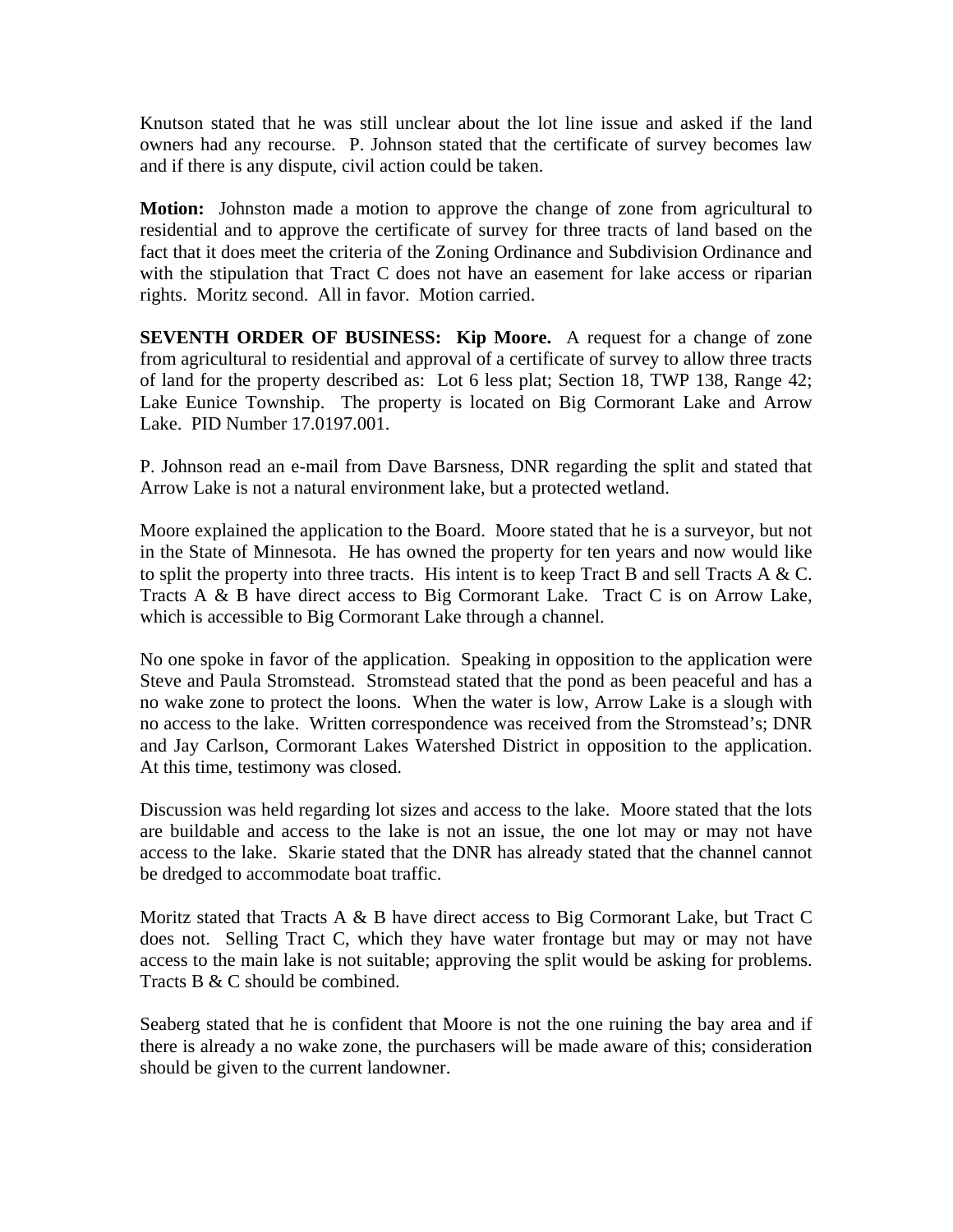Knutson stated that he was still unclear about the lot line issue and asked if the land owners had any recourse. P. Johnson stated that the certificate of survey becomes law and if there is any dispute, civil action could be taken.

**Motion:** Johnston made a motion to approve the change of zone from agricultural to residential and to approve the certificate of survey for three tracts of land based on the fact that it does meet the criteria of the Zoning Ordinance and Subdivision Ordinance and with the stipulation that Tract C does not have an easement for lake access or riparian rights. Moritz second. All in favor. Motion carried.

**SEVENTH ORDER OF BUSINESS: Kip Moore.** A request for a change of zone from agricultural to residential and approval of a certificate of survey to allow three tracts of land for the property described as: Lot 6 less plat; Section 18, TWP 138, Range 42; Lake Eunice Township. The property is located on Big Cormorant Lake and Arrow Lake. PID Number 17.0197.001.

P. Johnson read an e-mail from Dave Barsness, DNR regarding the split and stated that Arrow Lake is not a natural environment lake, but a protected wetland.

Moore explained the application to the Board. Moore stated that he is a surveyor, but not in the State of Minnesota. He has owned the property for ten years and now would like to split the property into three tracts. His intent is to keep Tract B and sell Tracts A & C. Tracts A & B have direct access to Big Cormorant Lake. Tract C is on Arrow Lake, which is accessible to Big Cormorant Lake through a channel.

No one spoke in favor of the application. Speaking in opposition to the application were Steve and Paula Stromstead. Stromstead stated that the pond as been peaceful and has a no wake zone to protect the loons. When the water is low, Arrow Lake is a slough with no access to the lake. Written correspondence was received from the Stromstead's; DNR and Jay Carlson, Cormorant Lakes Watershed District in opposition to the application. At this time, testimony was closed.

Discussion was held regarding lot sizes and access to the lake. Moore stated that the lots are buildable and access to the lake is not an issue, the one lot may or may not have access to the lake. Skarie stated that the DNR has already stated that the channel cannot be dredged to accommodate boat traffic.

Moritz stated that Tracts A & B have direct access to Big Cormorant Lake, but Tract C does not. Selling Tract C, which they have water frontage but may or may not have access to the main lake is not suitable; approving the split would be asking for problems. Tracts B & C should be combined.

Seaberg stated that he is confident that Moore is not the one ruining the bay area and if there is already a no wake zone, the purchasers will be made aware of this; consideration should be given to the current landowner.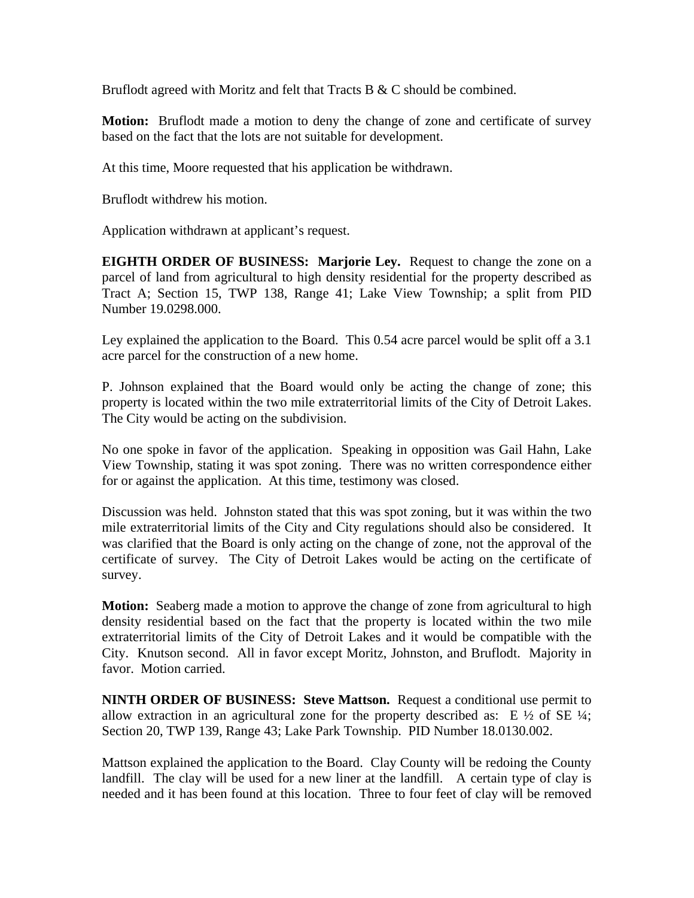Bruflodt agreed with Moritz and felt that Tracts B & C should be combined.

**Motion:** Bruflodt made a motion to deny the change of zone and certificate of survey based on the fact that the lots are not suitable for development.

At this time, Moore requested that his application be withdrawn.

Bruflodt withdrew his motion.

Application withdrawn at applicant's request.

**EIGHTH ORDER OF BUSINESS: Marjorie Ley.** Request to change the zone on a parcel of land from agricultural to high density residential for the property described as Tract A; Section 15, TWP 138, Range 41; Lake View Township; a split from PID Number 19.0298.000.

Ley explained the application to the Board. This 0.54 acre parcel would be split off a 3.1 acre parcel for the construction of a new home.

P. Johnson explained that the Board would only be acting the change of zone; this property is located within the two mile extraterritorial limits of the City of Detroit Lakes. The City would be acting on the subdivision.

No one spoke in favor of the application. Speaking in opposition was Gail Hahn, Lake View Township, stating it was spot zoning. There was no written correspondence either for or against the application. At this time, testimony was closed.

Discussion was held. Johnston stated that this was spot zoning, but it was within the two mile extraterritorial limits of the City and City regulations should also be considered. It was clarified that the Board is only acting on the change of zone, not the approval of the certificate of survey. The City of Detroit Lakes would be acting on the certificate of survey.

**Motion:** Seaberg made a motion to approve the change of zone from agricultural to high density residential based on the fact that the property is located within the two mile extraterritorial limits of the City of Detroit Lakes and it would be compatible with the City. Knutson second. All in favor except Moritz, Johnston, and Bruflodt. Majority in favor. Motion carried.

**NINTH ORDER OF BUSINESS: Steve Mattson.** Request a conditional use permit to allow extraction in an agricultural zone for the property described as: E ½ of SE ¼; Section 20, TWP 139, Range 43; Lake Park Township. PID Number 18.0130.002.

Mattson explained the application to the Board. Clay County will be redoing the County landfill. The clay will be used for a new liner at the landfill. A certain type of clay is needed and it has been found at this location. Three to four feet of clay will be removed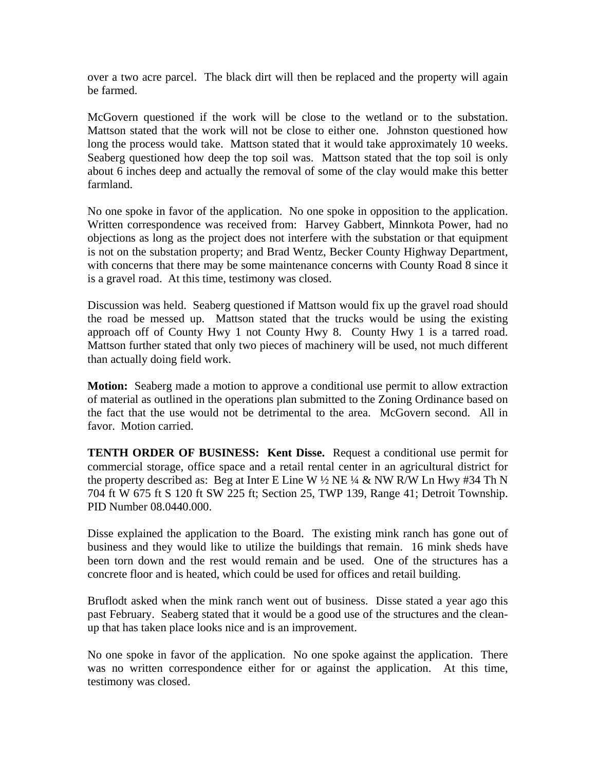over a two acre parcel. The black dirt will then be replaced and the property will again be farmed.

McGovern questioned if the work will be close to the wetland or to the substation. Mattson stated that the work will not be close to either one. Johnston questioned how long the process would take. Mattson stated that it would take approximately 10 weeks. Seaberg questioned how deep the top soil was. Mattson stated that the top soil is only about 6 inches deep and actually the removal of some of the clay would make this better farmland.

No one spoke in favor of the application. No one spoke in opposition to the application. Written correspondence was received from: Harvey Gabbert, Minnkota Power, had no objections as long as the project does not interfere with the substation or that equipment is not on the substation property; and Brad Wentz, Becker County Highway Department, with concerns that there may be some maintenance concerns with County Road 8 since it is a gravel road. At this time, testimony was closed.

Discussion was held. Seaberg questioned if Mattson would fix up the gravel road should the road be messed up. Mattson stated that the trucks would be using the existing approach off of County Hwy 1 not County Hwy 8. County Hwy 1 is a tarred road. Mattson further stated that only two pieces of machinery will be used, not much different than actually doing field work.

**Motion:** Seaberg made a motion to approve a conditional use permit to allow extraction of material as outlined in the operations plan submitted to the Zoning Ordinance based on the fact that the use would not be detrimental to the area. McGovern second. All in favor. Motion carried.

**TENTH ORDER OF BUSINESS: Kent Disse.** Request a conditional use permit for commercial storage, office space and a retail rental center in an agricultural district for the property described as: Beg at Inter E Line W ½ NE ¼ & NW R/W Ln Hwy #34 Th N 704 ft W 675 ft S 120 ft SW 225 ft; Section 25, TWP 139, Range 41; Detroit Township. PID Number 08.0440.000.

Disse explained the application to the Board. The existing mink ranch has gone out of business and they would like to utilize the buildings that remain. 16 mink sheds have been torn down and the rest would remain and be used. One of the structures has a concrete floor and is heated, which could be used for offices and retail building.

Bruflodt asked when the mink ranch went out of business. Disse stated a year ago this past February. Seaberg stated that it would be a good use of the structures and the clean-up that has taken place looks nice and is an improvement.

No one spoke in favor of the application. No one spoke against the application. There was no written correspondence either for or against the application. At this time, testimony was closed.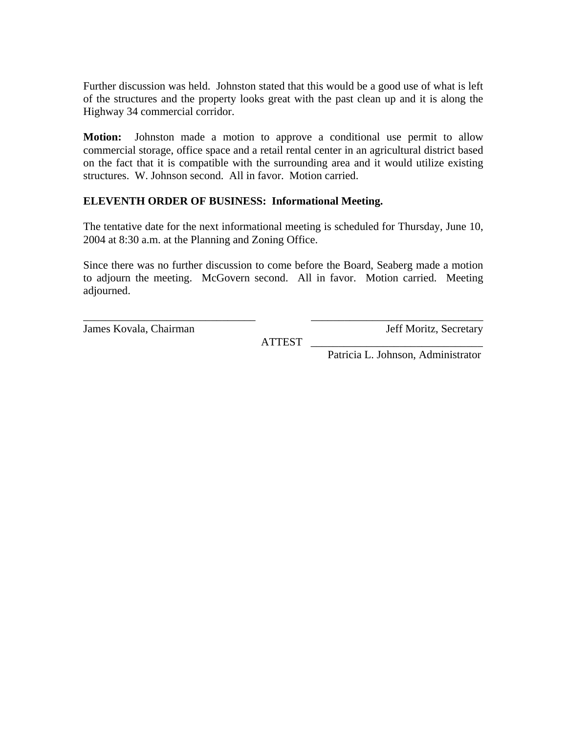Further discussion was held. Johnston stated that this would be a good use of what is left of the structures and the property looks great with the past clean up and it is along the Highway 34 commercial corridor.

**Motion:** Johnston made a motion to approve a conditional use permit to allow commercial storage, office space and a retail rental center in an agricultural district based on the fact that it is compatible with the surrounding area and it would utilize existing structures. W. Johnson second. All in favor. Motion carried.

**ELEVENTH ORDER OF BUSINESS: Informational Meeting.**

The tentative date for the next informational meeting is scheduled for Thursday, June 10, 2004 at 8:30 a.m. at the Planning and Zoning Office.

Since there was no further discussion to come before the Board, Seaberg made a motion to adjourn the meeting. McGovern second. All in favor. Motion carried. Meeting adjourned.

_______________________________
James Kovala, Chairman

_______________________________
Jeff Moritz, Secretary

ATTEST _______________________________
Patricia L. Johnson, Administrator